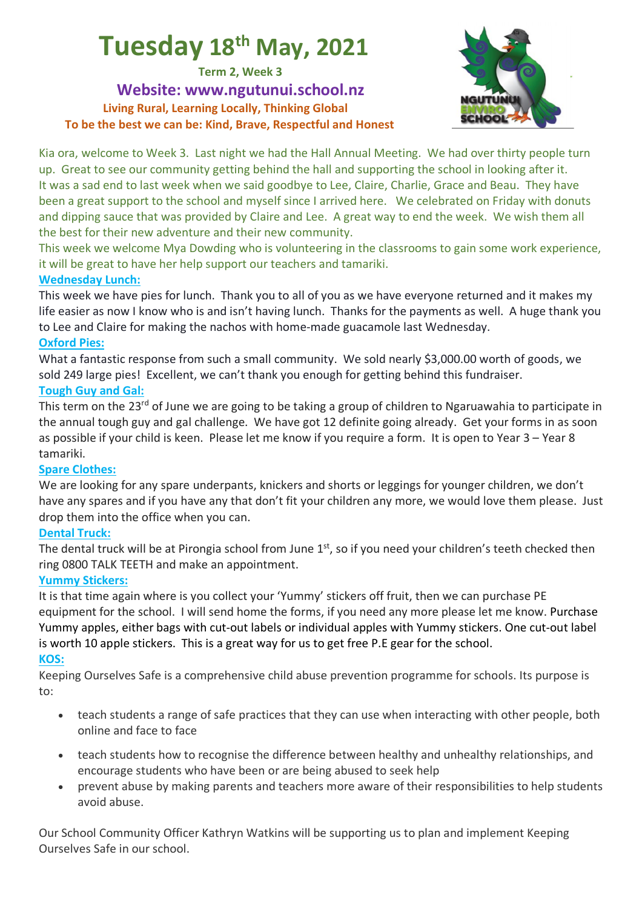# Tuesday 18th May, 2021

**Term 2, Week 3**

**Website: www.ngutunui.school.nz**

**Living Rural, Learning Locally, Thinking Global**

**To be the best we can be: Kind, Brave, Respectful and Honest**

Kia ora, welcome to Week 3. Last night we had the Hall Annual Meeting. We had over thirty people turn up. Great to see our community getting behind the hall and supporting the school in looking after it. It was a sad end to last week when we said goodbye to Lee, Claire, Charlie, Grace and Beau. They have been a great support to the school and myself since I arrived here. We celebrated on Friday with donuts and dipping sauce that was provided by Claire and Lee. A great way to end the week. We wish them all the best for their new adventure and their new community.

This week we welcome Mya Dowding who is volunteering in the classrooms to gain some work experience, it will be great to have her help support our teachers and tamariki.

## Wednesday Lunch:

This week we have pies for lunch. Thank you to all of you as we have everyone returned and it makes my life easier as now I know who is and isn't having lunch. Thanks for the payments as well. A huge thank you to Lee and Claire for making the nachos with home-made guacamole last Wednesday.

## Oxford Pies:

What a fantastic response from such a small community. We sold nearly $3,000.00 worth of goods, we sold 249 large pies! Excellent, we can't thank you enough for getting behind this fundraiser.

## Tough Guy and Gal:

This term on the 23rd of June we are going to be taking a group of children to Ngaruawahia to participate in the annual tough guy and gal challenge. We have got 12 definite going already. Get your forms in as soon as possible if your child is keen. Please let me know if you require a form. It is open to Year 3 – Year 8 tamariki.

## Spare Clothes:

We are looking for any spare underpants, knickers and shorts or leggings for younger children, we don't have any spares and if you have any that don't fit your children any more, we would love them please. Just drop them into the office when you can.

## Dental Truck:

The dental truck will be at Pirongia school from June 1st, so if you need your children's teeth checked then ring 0800 TALK TEETH and make an appointment.

## Yummy Stickers:

It is that time again where is you collect your 'Yummy' stickers off fruit, then we can purchase PE equipment for the school. I will send home the forms, if you need any more please let me know. Purchase Yummy apples, either bags with cut-out labels or individual apples with Yummy stickers. One cut-out label is worth 10 apple stickers. This is a great way for us to get free P.E gear for the school.

## KOS:

Keeping Ourselves Safe is a comprehensive child abuse prevention programme for schools. Its purpose is to:

- teach students a range of safe practices that they can use when interacting with other people, both online and face to face
- teach students how to recognise the difference between healthy and unhealthy relationships, and encourage students who have been or are being abused to seek help
- prevent abuse by making parents and teachers more aware of their responsibilities to help students avoid abuse.

Our School Community Officer Kathryn Watkins will be supporting us to plan and implement Keeping Ourselves Safe in our school.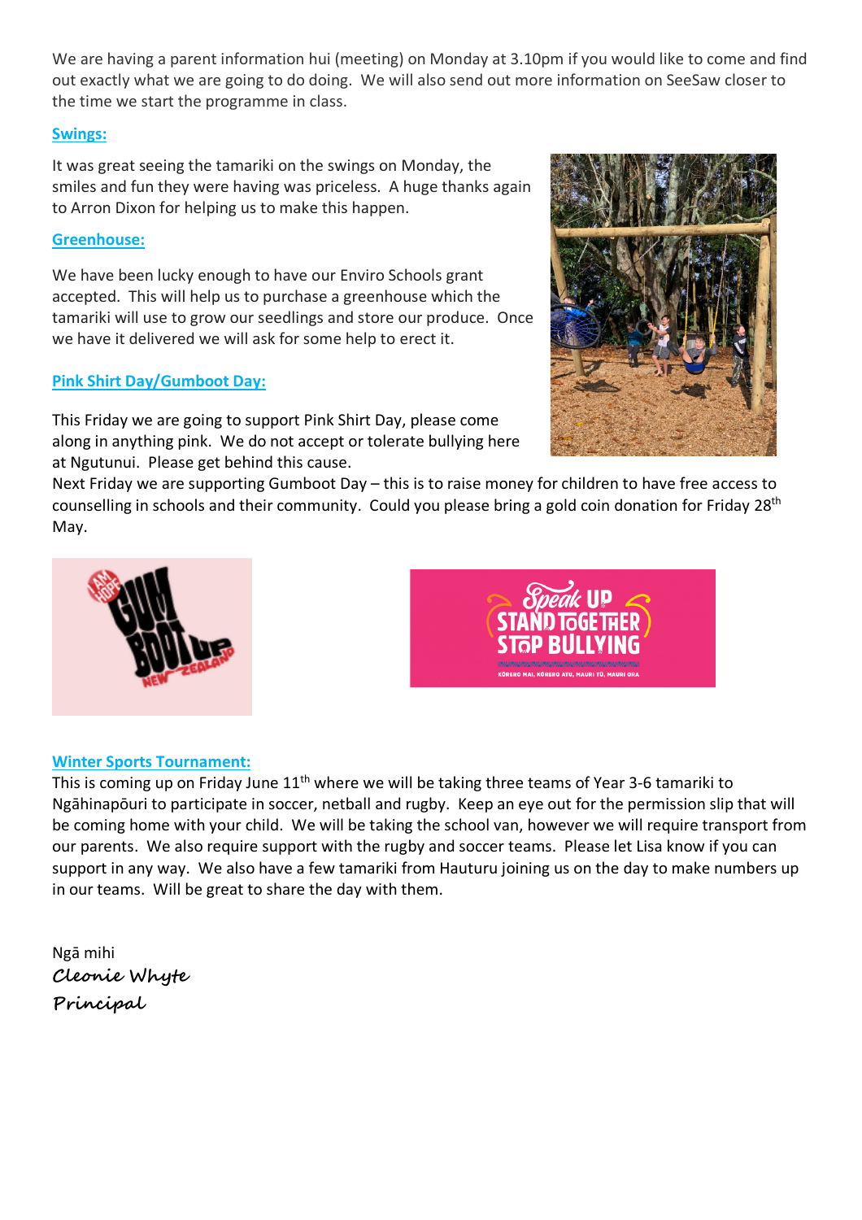We are having a parent information hui (meeting) on Monday at 3.10pm if you would like to come and find out exactly what we are going to do doing. We will also send out more information on SeeSaw closer to the time we start the programme in class.

## Swings:

It was great seeing the tamariki on the swings on Monday, the smiles and fun they were having was priceless. A huge thanks again to Arron Dixon for helping us to make this happen.

## Greenhouse:

We have been lucky enough to have our Enviro Schools grant accepted. This will help us to purchase a greenhouse which the tamariki will use to grow our seedlings and store our produce. Once we have it delivered we will ask for some help to erect it.

## Pink Shirt Day/Gumboot Day:

This Friday we are going to support Pink Shirt Day, please come along in anything pink. We do not accept or tolerate bullying here at Ngutunui. Please get behind this cause.

Next Friday we are supporting Gumboot Day – this is to raise money for children to have free access to counselling in schools and their community. Could you please bring a gold coin donation for Friday 28th May.

## Winter Sports Tournament:

This is coming up on Friday June 11th where we will be taking three teams of Year 3-6 tamariki to Ngāhinapōuri to participate in soccer, netball and rugby. Keep an eye out for the permission slip that will be coming home with your child. We will be taking the school van, however we will require transport from our parents. We also require support with the rugby and soccer teams. Please let Lisa know if you can support in any way. We also have a few tamariki from Hauturu joining us on the day to make numbers up in our teams. Will be great to share the day with them.

Ngā mihi

Cleonie Whyte

Principal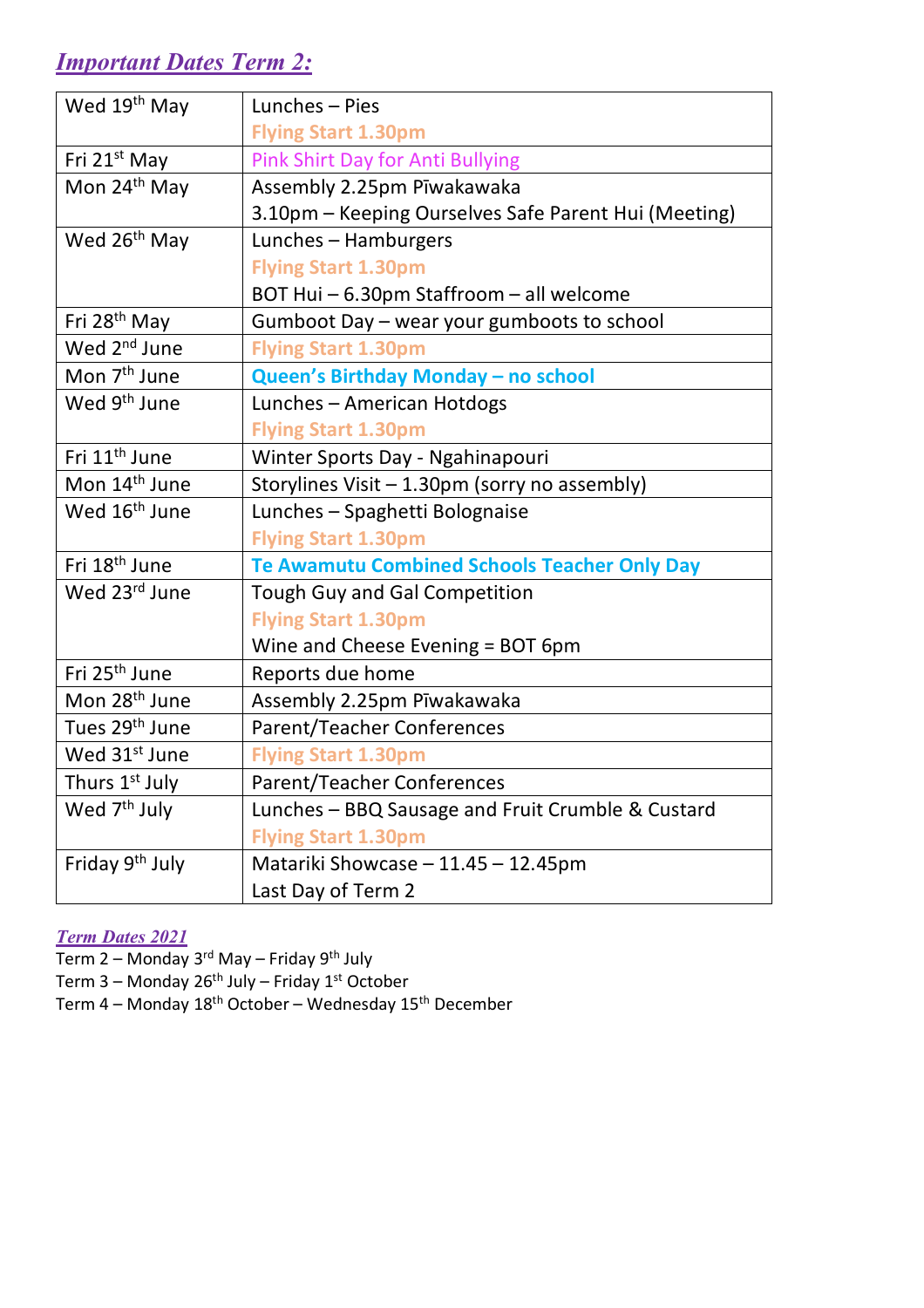## *Important Dates Term 2:*

| | |
|---|---|
| Wed 19th May | Lunches – Pies<br>Flying Start 1.30pm |
| Fri 21st May | Pink Shirt Day for Anti Bullying |
| Mon 24th May | Assembly 2.25pm Pīwakawaka<br>3.10pm – Keeping Ourselves Safe Parent Hui (Meeting) |
| Wed 26th May | Lunches – Hamburgers<br>Flying Start 1.30pm<br>BOT Hui – 6.30pm Staffroom – all welcome |
| Fri 28th May | Gumboot Day – wear your gumboots to school |
| Wed 2nd June | Flying Start 1.30pm |
| Mon 7th June | **Queen's Birthday Monday – no school** |
| Wed 9th June | Lunches – American Hotdogs<br>Flying Start 1.30pm |
| Fri 11th June | Winter Sports Day - Ngahinapouri |
| Mon 14th June | Storylines Visit – 1.30pm (sorry no assembly) |
| Wed 16th June | Lunches – Spaghetti Bolognaise<br>Flying Start 1.30pm |
| Fri 18th June | **Te Awamutu Combined Schools Teacher Only Day** |
| Wed 23rd June | Tough Guy and Gal Competition<br>Flying Start 1.30pm<br>Wine and Cheese Evening = BOT 6pm |
| Fri 25th June | Reports due home |
| Mon 28th June | Assembly 2.25pm Pīwakawaka |
| Tues 29th June | Parent/Teacher Conferences |
| Wed 31st June | Flying Start 1.30pm |
| Thurs 1st July | Parent/Teacher Conferences |
| Wed 7th July | Lunches – BBQ Sausage and Fruit Crumble & Custard<br>Flying Start 1.30pm |
| Friday 9th July | Matariki Showcase – 11.45 – 12.45pm<br>Last Day of Term 2 |

### *Term Dates 2021*

Term 2 – Monday 3rd May – Friday 9th July
Term 3 – Monday 26th July – Friday 1st October
Term 4 – Monday 18th October – Wednesday 15th December